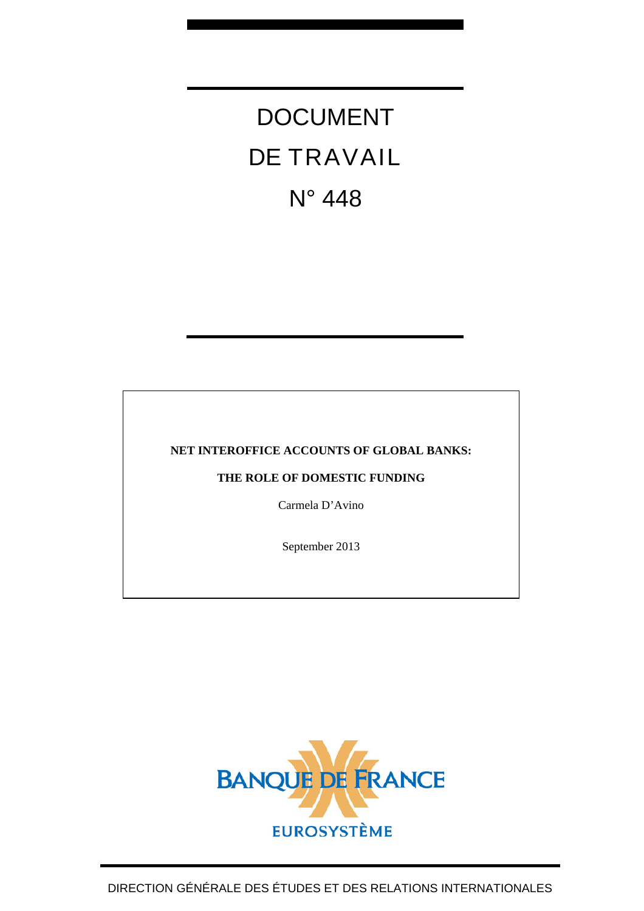# DOCUMENT DE TRAVAIL N° 448

**NET INTEROFFICE ACCOUNTS OF GLOBAL BANKS:**

**THE ROLE OF DOMESTIC FUNDING**

Carmela D'Avino

September 2013

BANQUE DE FRANCE

EUROSYSTÈME

DIRECTION GÉNÉRALE DES ÉTUDES ET DES RELATIONS INTERNATIONALES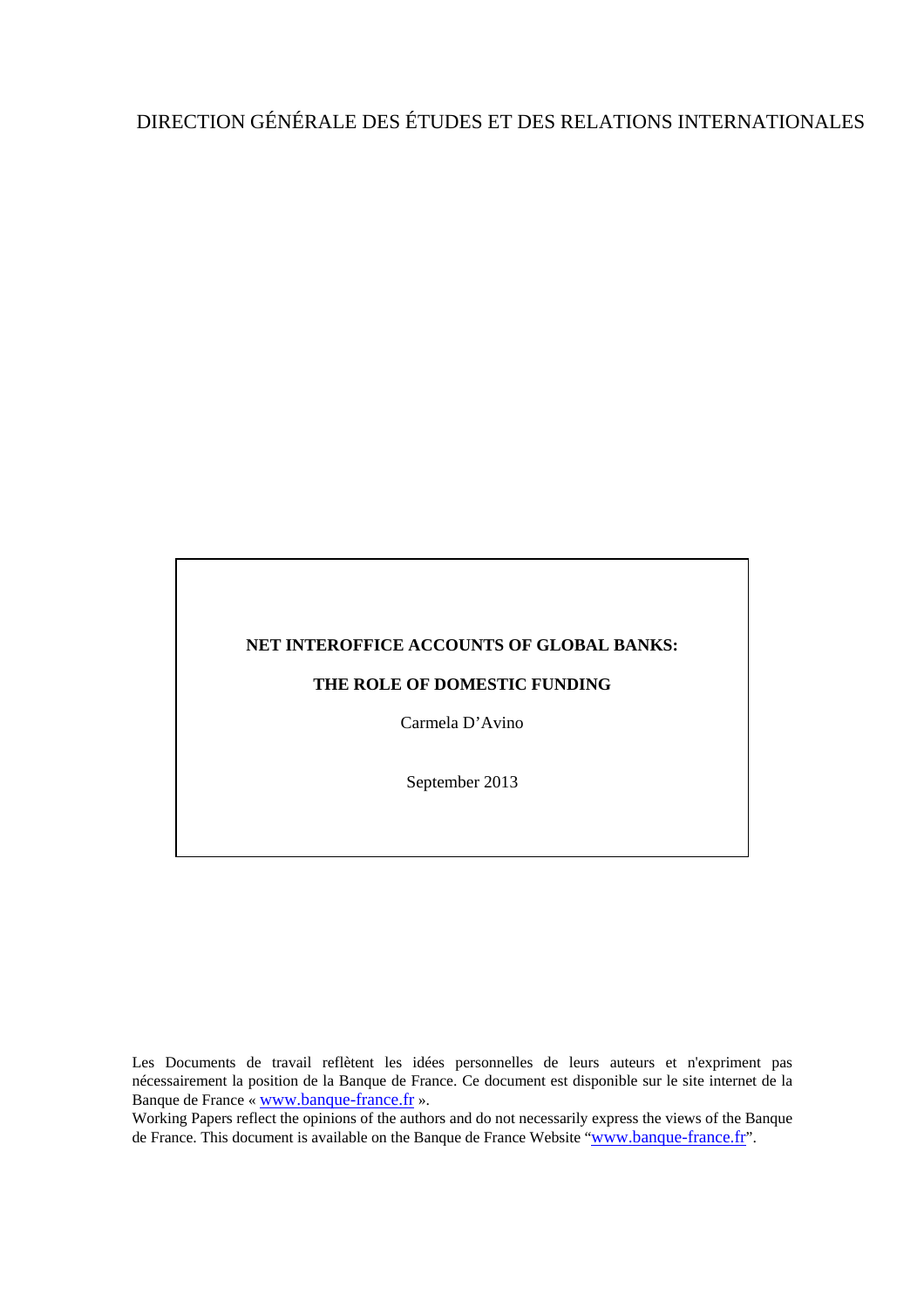DIRECTION GÉNÉRALE DES ÉTUDES ET DES RELATIONS INTERNATIONALES

**NET INTEROFFICE ACCOUNTS OF GLOBAL BANKS:**

**THE ROLE OF DOMESTIC FUNDING**

Carmela D'Avino

September 2013

Les Documents de travail reflètent les idées personnelles de leurs auteurs et n'expriment pas nécessairement la position de la Banque de France. Ce document est disponible sur le site internet de la Banque de France « www.banque-france.fr ».

Working Papers reflect the opinions of the authors and do not necessarily express the views of the Banque de France. This document is available on the Banque de France Website "www.banque-france.fr".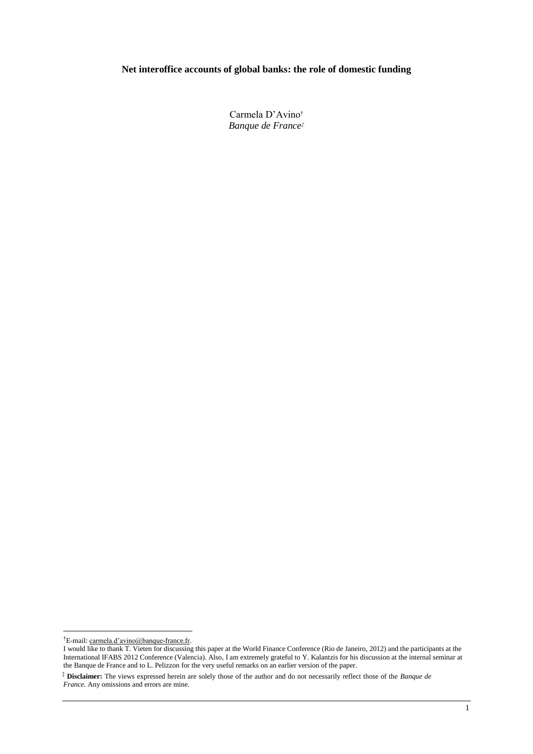**Net interoffice accounts of global banks: the role of domestic funding**

Carmela D'Avino[†]
*Banque de France*[‡]

---

[†]E-mail: carmela.d'avino@banque-france.fr.

I would like to thank T. Vieten for discussing this paper at the World Finance Conference (Rio de Janeiro, 2012) and the participants at the International IFABS 2012 Conference (Valencia). Also, I am extremely grateful to Y. Kalantzis for his discussion at the internal seminar at the Banque de France and to L. Pelizzon for the very useful remarks on an earlier version of the paper.

[‡] **Disclaimer:** The views expressed herein are solely those of the author and do not necessarily reflect those of the *Banque de France.* Any omissions and errors are mine.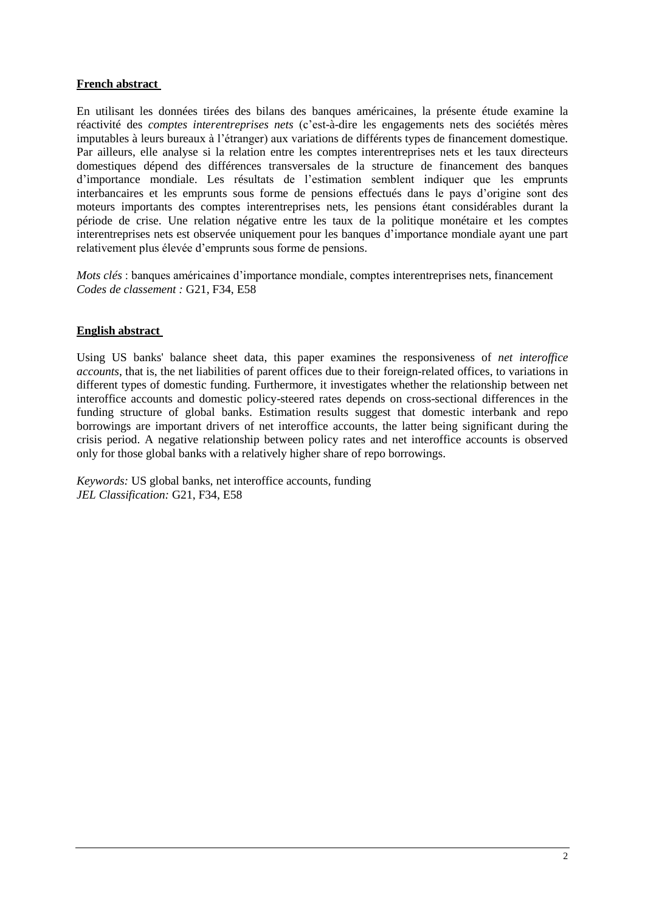**French abstract**

En utilisant les données tirées des bilans des banques américaines, la présente étude examine la réactivité des *comptes interentreprises nets* (c'est-à-dire les engagements nets des sociétés mères imputables à leurs bureaux à l'étranger) aux variations de différents types de financement domestique. Par ailleurs, elle analyse si la relation entre les comptes interentreprises nets et les taux directeurs domestiques dépend des différences transversales de la structure de financement des banques d'importance mondiale. Les résultats de l'estimation semblent indiquer que les emprunts interbancaires et les emprunts sous forme de pensions effectués dans le pays d'origine sont des moteurs importants des comptes interentreprises nets, les pensions étant considérables durant la période de crise. Une relation négative entre les taux de la politique monétaire et les comptes interentreprises nets est observée uniquement pour les banques d'importance mondiale ayant une part relativement plus élevée d'emprunts sous forme de pensions.

*Mots clés* : banques américaines d'importance mondiale, comptes interentreprises nets, financement
*Codes de classement :* G21, F34, E58

**English abstract**

Using US banks' balance sheet data, this paper examines the responsiveness of *net interoffice accounts*, that is, the net liabilities of parent offices due to their foreign-related offices, to variations in different types of domestic funding. Furthermore, it investigates whether the relationship between net interoffice accounts and domestic policy-steered rates depends on cross-sectional differences in the funding structure of global banks. Estimation results suggest that domestic interbank and repo borrowings are important drivers of net interoffice accounts, the latter being significant during the crisis period. A negative relationship between policy rates and net interoffice accounts is observed only for those global banks with a relatively higher share of repo borrowings.

*Keywords:* US global banks, net interoffice accounts, funding
*JEL Classification:* G21, F34, E58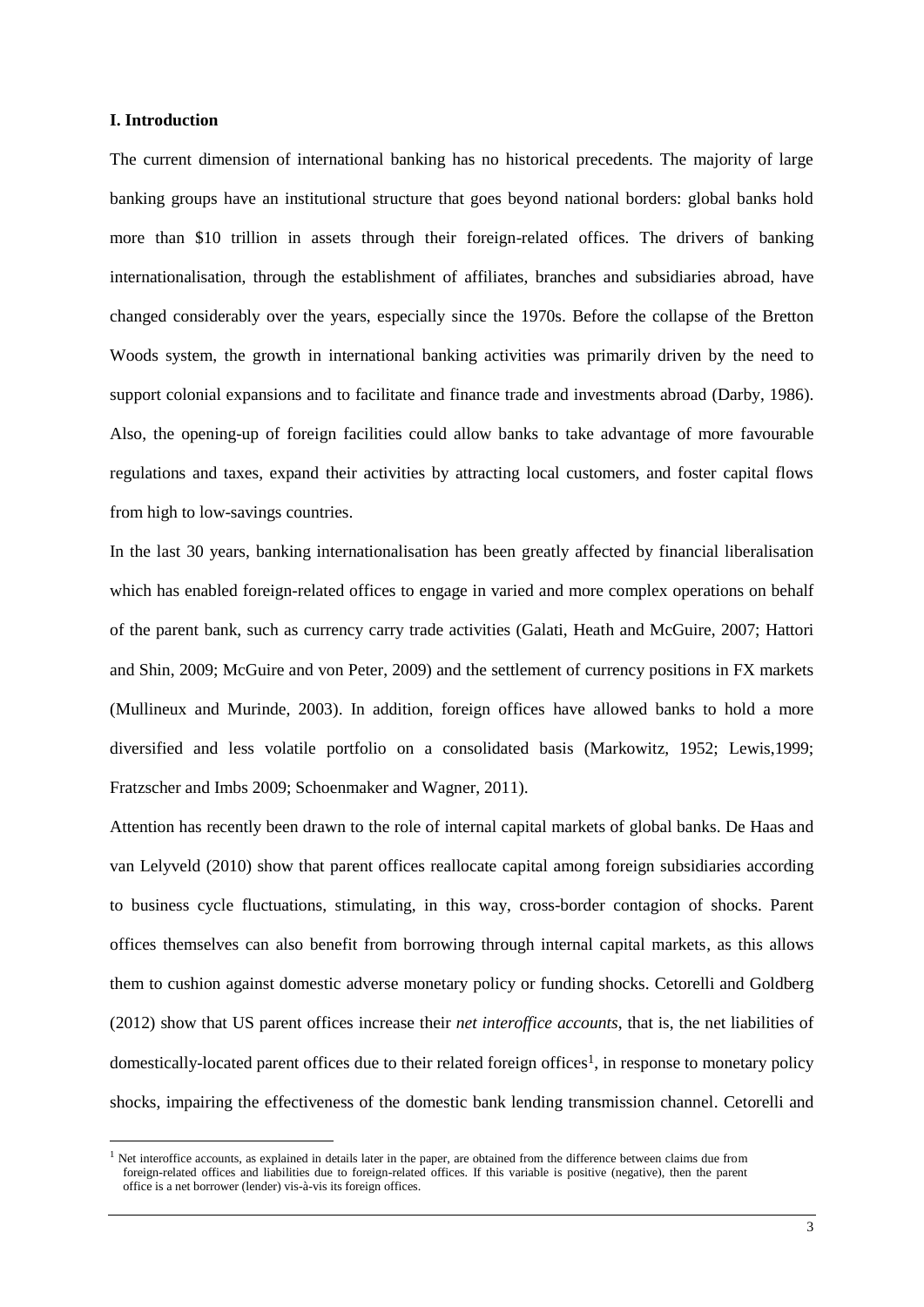## I. Introduction

The current dimension of international banking has no historical precedents. The majority of large banking groups have an institutional structure that goes beyond national borders: global banks hold more than $10 trillion in assets through their foreign-related offices. The drivers of banking internationalisation, through the establishment of affiliates, branches and subsidiaries abroad, have changed considerably over the years, especially since the 1970s. Before the collapse of the Bretton Woods system, the growth in international banking activities was primarily driven by the need to support colonial expansions and to facilitate and finance trade and investments abroad (Darby, 1986). Also, the opening-up of foreign facilities could allow banks to take advantage of more favourable regulations and taxes, expand their activities by attracting local customers, and foster capital flows from high to low-savings countries.

In the last 30 years, banking internationalisation has been greatly affected by financial liberalisation which has enabled foreign-related offices to engage in varied and more complex operations on behalf of the parent bank, such as currency carry trade activities (Galati, Heath and McGuire, 2007; Hattori and Shin, 2009; McGuire and von Peter, 2009) and the settlement of currency positions in FX markets (Mullineux and Murinde, 2003). In addition, foreign offices have allowed banks to hold a more diversified and less volatile portfolio on a consolidated basis (Markowitz, 1952; Lewis,1999; Fratzscher and Imbs 2009; Schoenmaker and Wagner, 2011).

Attention has recently been drawn to the role of internal capital markets of global banks. De Haas and van Lelyveld (2010) show that parent offices reallocate capital among foreign subsidiaries according to business cycle fluctuations, stimulating, in this way, cross-border contagion of shocks. Parent offices themselves can also benefit from borrowing through internal capital markets, as this allows them to cushion against domestic adverse monetary policy or funding shocks. Cetorelli and Goldberg (2012) show that US parent offices increase their *net interoffice accounts*, that is, the net liabilities of domestically-located parent offices due to their related foreign offices[1], in response to monetary policy shocks, impairing the effectiveness of the domestic bank lending transmission channel. Cetorelli and

[1] Net interoffice accounts, as explained in details later in the paper, are obtained from the difference between claims due from foreign-related offices and liabilities due to foreign-related offices. If this variable is positive (negative), then the parent office is a net borrower (lender) vis-à-vis its foreign offices.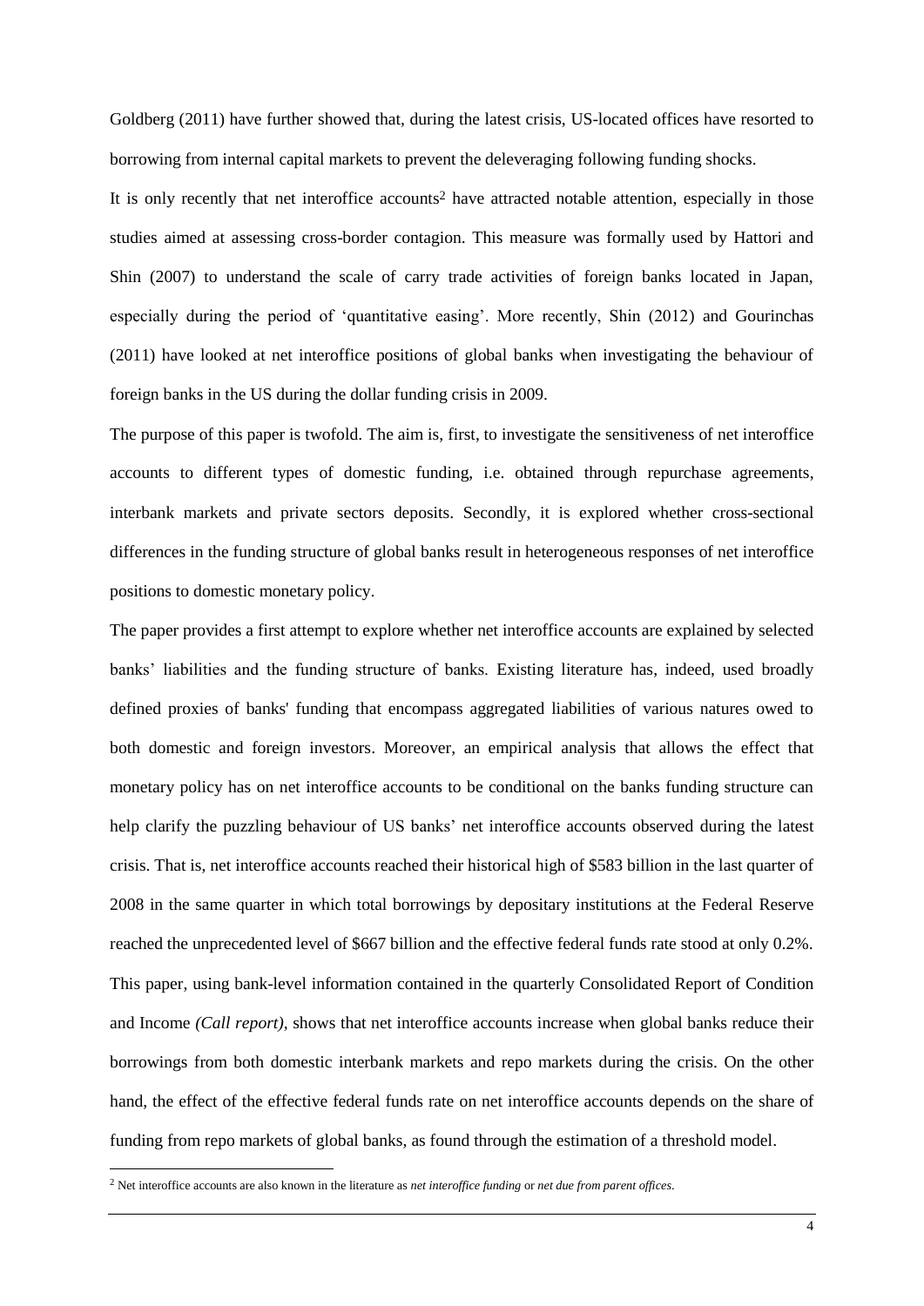Goldberg (2011) have further showed that, during the latest crisis, US-located offices have resorted to borrowing from internal capital markets to prevent the deleveraging following funding shocks.

It is only recently that net interoffice accounts[2] have attracted notable attention, especially in those studies aimed at assessing cross-border contagion. This measure was formally used by Hattori and Shin (2007) to understand the scale of carry trade activities of foreign banks located in Japan, especially during the period of 'quantitative easing'. More recently, Shin (2012) and Gourinchas (2011) have looked at net interoffice positions of global banks when investigating the behaviour of foreign banks in the US during the dollar funding crisis in 2009.

The purpose of this paper is twofold. The aim is, first, to investigate the sensitiveness of net interoffice accounts to different types of domestic funding, i.e. obtained through repurchase agreements, interbank markets and private sectors deposits. Secondly, it is explored whether cross-sectional differences in the funding structure of global banks result in heterogeneous responses of net interoffice positions to domestic monetary policy.

The paper provides a first attempt to explore whether net interoffice accounts are explained by selected banks' liabilities and the funding structure of banks. Existing literature has, indeed, used broadly defined proxies of banks' funding that encompass aggregated liabilities of various natures owed to both domestic and foreign investors. Moreover, an empirical analysis that allows the effect that monetary policy has on net interoffice accounts to be conditional on the banks funding structure can help clarify the puzzling behaviour of US banks' net interoffice accounts observed during the latest crisis. That is, net interoffice accounts reached their historical high of $583 billion in the last quarter of 2008 in the same quarter in which total borrowings by depositary institutions at the Federal Reserve reached the unprecedented level of $667 billion and the effective federal funds rate stood at only 0.2%. This paper, using bank-level information contained in the quarterly Consolidated Report of Condition and Income *(Call report)*, shows that net interoffice accounts increase when global banks reduce their borrowings from both domestic interbank markets and repo markets during the crisis. On the other hand, the effect of the effective federal funds rate on net interoffice accounts depends on the share of funding from repo markets of global banks, as found through the estimation of a threshold model.

[2] Net interoffice accounts are also known in the literature as *net interoffice funding* or *net due from parent offices*.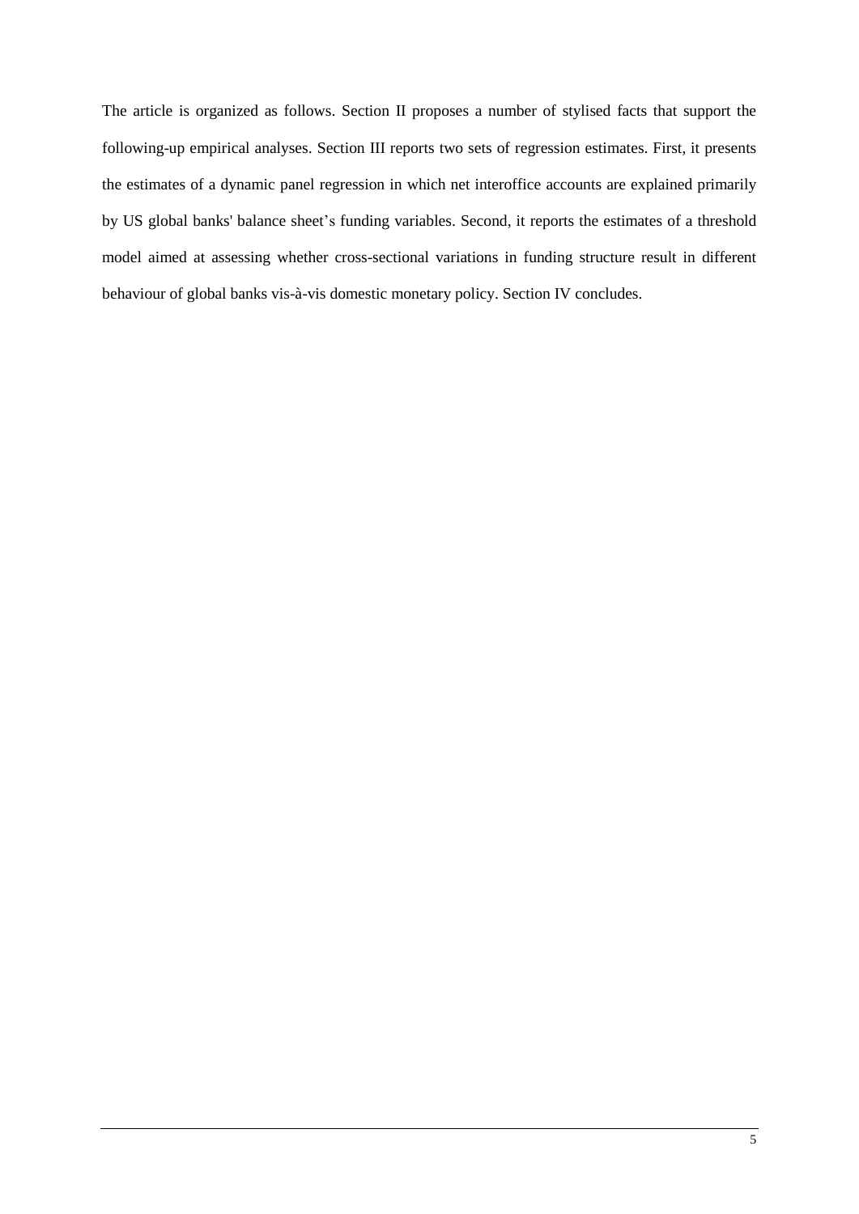The article is organized as follows. Section II proposes a number of stylised facts that support the following-up empirical analyses. Section III reports two sets of regression estimates. First, it presents the estimates of a dynamic panel regression in which net interoffice accounts are explained primarily by US global banks' balance sheet's funding variables. Second, it reports the estimates of a threshold model aimed at assessing whether cross-sectional variations in funding structure result in different behaviour of global banks vis-à-vis domestic monetary policy. Section IV concludes.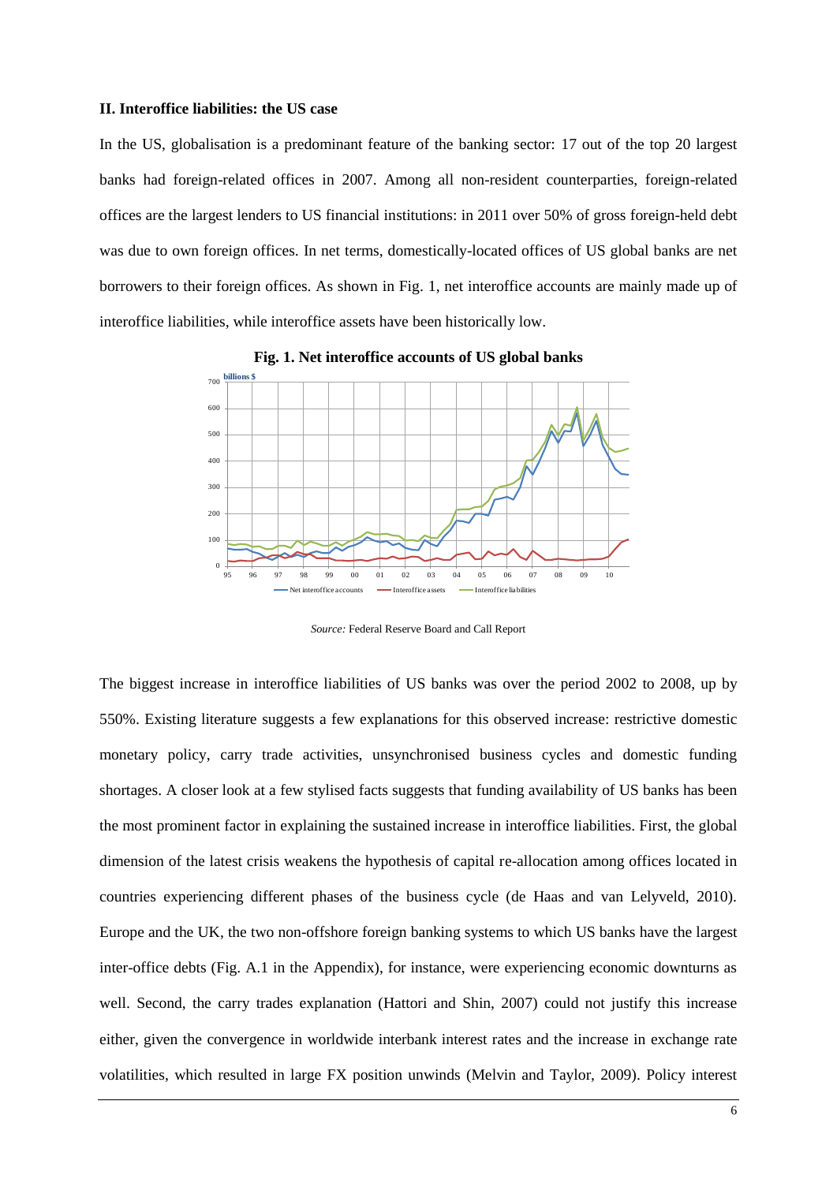## II. Interoffice liabilities: the US case

In the US, globalisation is a predominant feature of the banking sector: 17 out of the top 20 largest banks had foreign-related offices in 2007. Among all non-resident counterparties, foreign-related offices are the largest lenders to US financial institutions: in 2011 over 50% of gross foreign-held debt was due to own foreign offices. In net terms, domestically-located offices of US global banks are net borrowers to their foreign offices. As shown in Fig. 1, net interoffice accounts are mainly made up of interoffice liabilities, while interoffice assets have been historically low.

**Fig. 1. Net interoffice accounts of US global banks**

*Source:* Federal Reserve Board and Call Report

The biggest increase in interoffice liabilities of US banks was over the period 2002 to 2008, up by 550%. Existing literature suggests a few explanations for this observed increase: restrictive domestic monetary policy, carry trade activities, unsynchronised business cycles and domestic funding shortages. A closer look at a few stylised facts suggests that funding availability of US banks has been the most prominent factor in explaining the sustained increase in interoffice liabilities. First, the global dimension of the latest crisis weakens the hypothesis of capital re-allocation among offices located in countries experiencing different phases of the business cycle (de Haas and van Lelyveld, 2010). Europe and the UK, the two non-offshore foreign banking systems to which US banks have the largest inter-office debts (Fig. A.1 in the Appendix), for instance, were experiencing economic downturns as well. Second, the carry trades explanation (Hattori and Shin, 2007) could not justify this increase either, given the convergence in worldwide interbank interest rates and the increase in exchange rate volatilities, which resulted in large FX position unwinds (Melvin and Taylor, 2009). Policy interest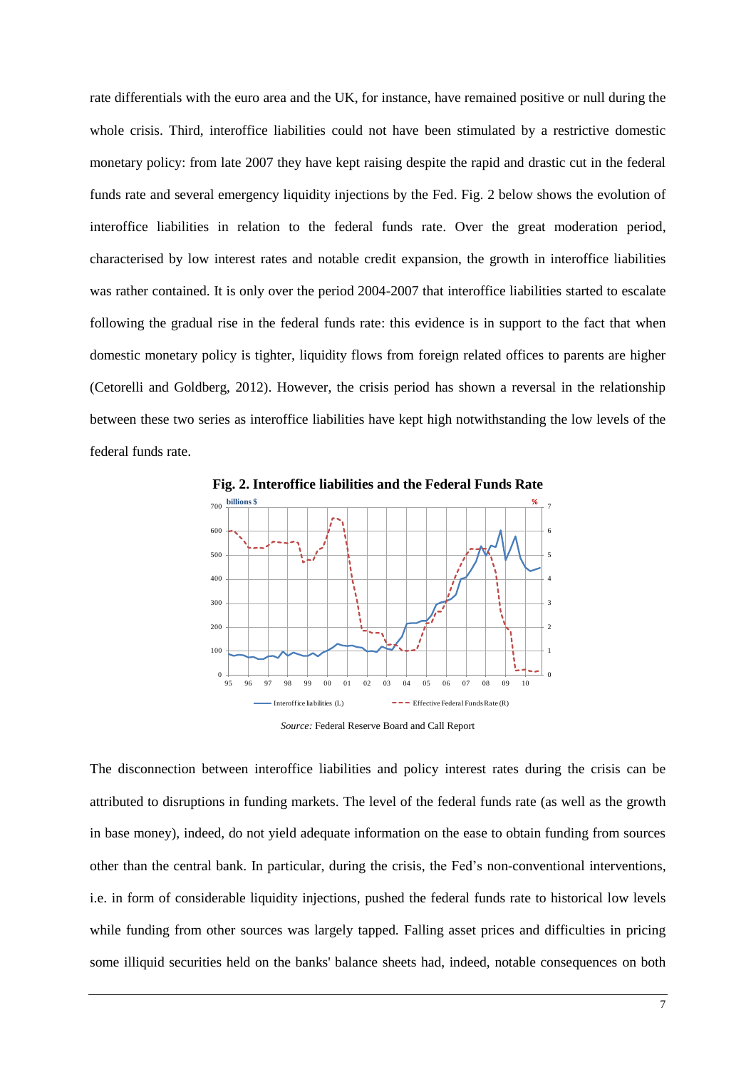rate differentials with the euro area and the UK, for instance, have remained positive or null during the whole crisis. Third, interoffice liabilities could not have been stimulated by a restrictive domestic monetary policy: from late 2007 they have kept raising despite the rapid and drastic cut in the federal funds rate and several emergency liquidity injections by the Fed. Fig. 2 below shows the evolution of interoffice liabilities in relation to the federal funds rate. Over the great moderation period, characterised by low interest rates and notable credit expansion, the growth in interoffice liabilities was rather contained. It is only over the period 2004-2007 that interoffice liabilities started to escalate following the gradual rise in the federal funds rate: this evidence is in support to the fact that when domestic monetary policy is tighter, liquidity flows from foreign related offices to parents are higher (Cetorelli and Goldberg, 2012). However, the crisis period has shown a reversal in the relationship between these two series as interoffice liabilities have kept high notwithstanding the low levels of the federal funds rate.

**Fig. 2. Interoffice liabilities and the Federal Funds Rate**

*Source:* Federal Reserve Board and Call Report

The disconnection between interoffice liabilities and policy interest rates during the crisis can be attributed to disruptions in funding markets. The level of the federal funds rate (as well as the growth in base money), indeed, do not yield adequate information on the ease to obtain funding from sources other than the central bank. In particular, during the crisis, the Fed's non-conventional interventions, i.e. in form of considerable liquidity injections, pushed the federal funds rate to historical low levels while funding from other sources was largely tapped. Falling asset prices and difficulties in pricing some illiquid securities held on the banks' balance sheets had, indeed, notable consequences on both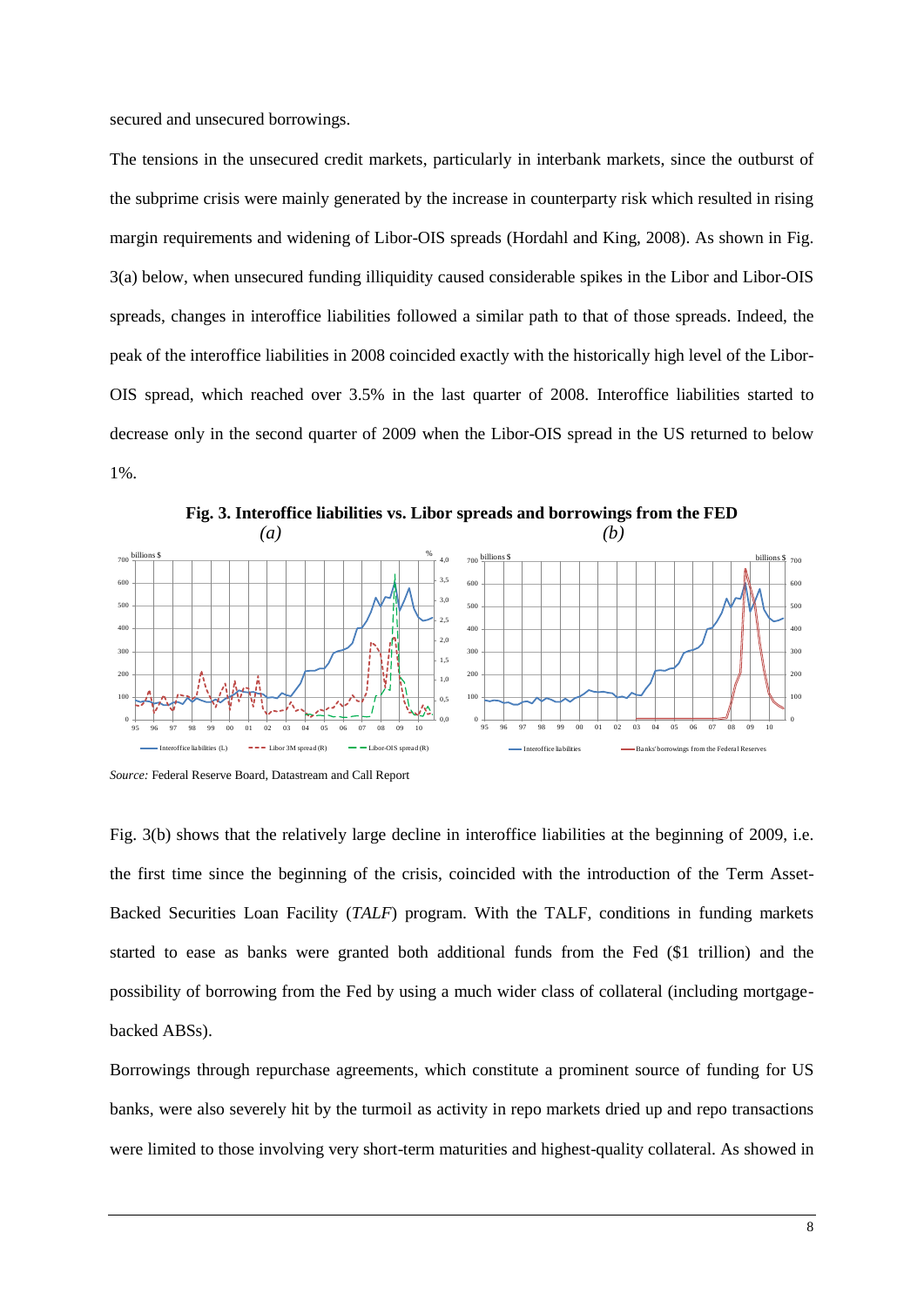secured and unsecured borrowings.

The tensions in the unsecured credit markets, particularly in interbank markets, since the outburst of the subprime crisis were mainly generated by the increase in counterparty risk which resulted in rising margin requirements and widening of Libor-OIS spreads (Hordahl and King, 2008). As shown in Fig. 3(a) below, when unsecured funding illiquidity caused considerable spikes in the Libor and Libor-OIS spreads, changes in interoffice liabilities followed a similar path to that of those spreads. Indeed, the peak of the interoffice liabilities in 2008 coincided exactly with the historically high level of the Libor-OIS spread, which reached over 3.5% in the last quarter of 2008. Interoffice liabilities started to decrease only in the second quarter of 2009 when the Libor-OIS spread in the US returned to below 1%.

**Fig. 3. Interoffice liabilities vs. Libor spreads and borrowings from the FED**

*(a)* *(b)*

*Source:* Federal Reserve Board, Datastream and Call Report

Fig. 3(b) shows that the relatively large decline in interoffice liabilities at the beginning of 2009, i.e. the first time since the beginning of the crisis, coincided with the introduction of the Term Asset-Backed Securities Loan Facility (*TALF*) program. With the TALF, conditions in funding markets started to ease as banks were granted both additional funds from the Fed ($1 trillion) and the possibility of borrowing from the Fed by using a much wider class of collateral (including mortgage-backed ABSs).

Borrowings through repurchase agreements, which constitute a prominent source of funding for US banks, were also severely hit by the turmoil as activity in repo markets dried up and repo transactions were limited to those involving very short-term maturities and highest-quality collateral. As showed in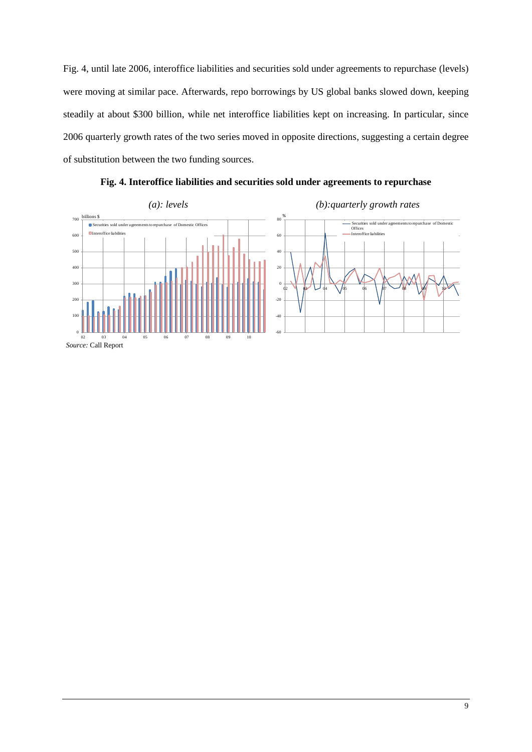Fig. 4, until late 2006, interoffice liabilities and securities sold under agreements to repurchase (levels) were moving at similar pace. Afterwards, repo borrowings by US global banks slowed down, keeping steadily at about $300 billion, while net interoffice liabilities kept on increasing. In particular, since 2006 quarterly growth rates of the two series moved in opposite directions, suggesting a certain degree of substitution between the two funding sources.

**Fig. 4. Interoffice liabilities and securities sold under agreements to repurchase**

*(a): levels*

*(b):quarterly growth rates*

*Source:* Call Report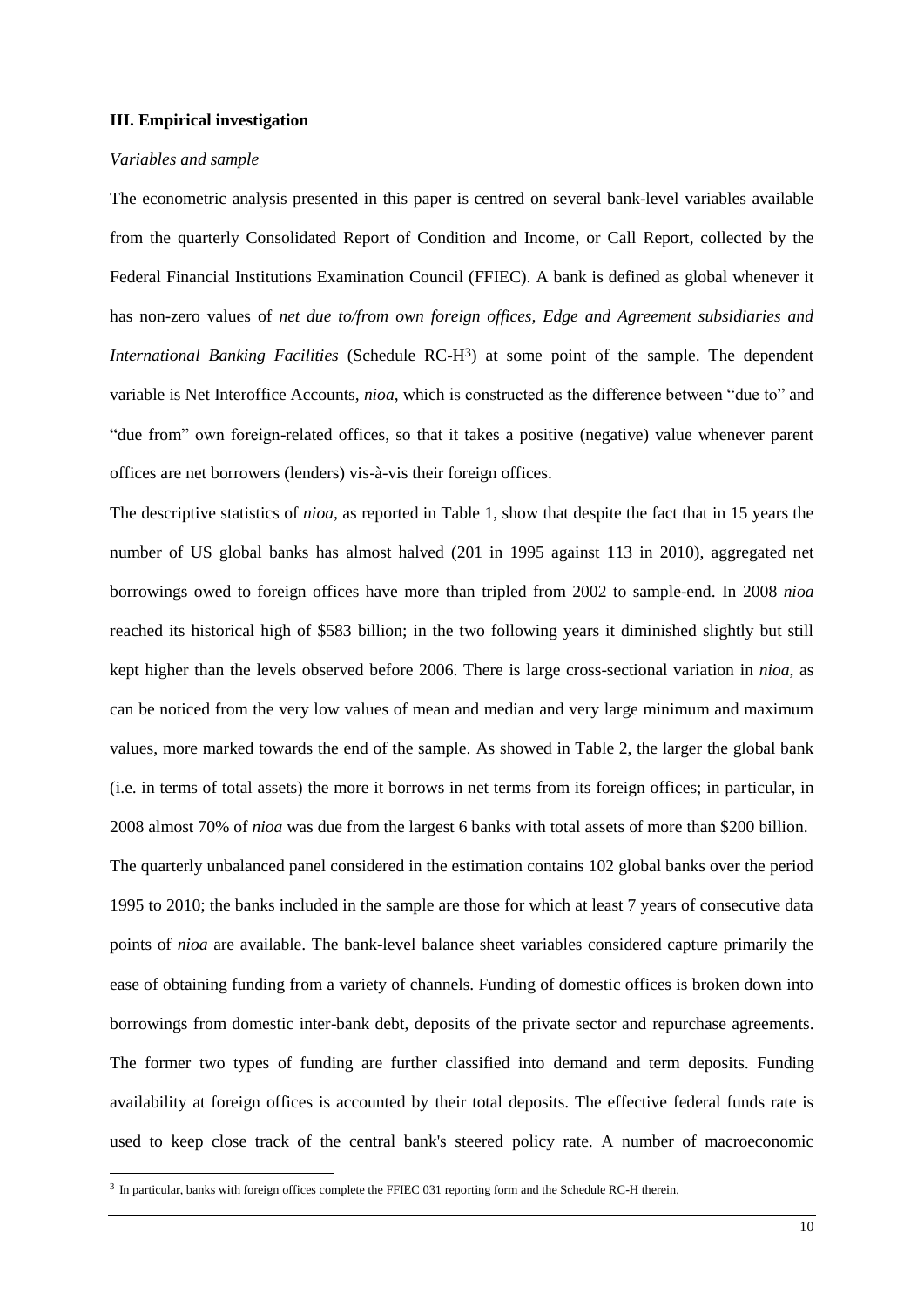### III. Empirical investigation

*Variables and sample*

The econometric analysis presented in this paper is centred on several bank-level variables available from the quarterly Consolidated Report of Condition and Income, or Call Report, collected by the Federal Financial Institutions Examination Council (FFIEC). A bank is defined as global whenever it has non-zero values of *net due to/from own foreign offices, Edge and Agreement subsidiaries and International Banking Facilities* (Schedule RC-H[3]) at some point of the sample. The dependent variable is Net Interoffice Accounts, *nioa*, which is constructed as the difference between "due to" and "due from" own foreign-related offices, so that it takes a positive (negative) value whenever parent offices are net borrowers (lenders) vis-à-vis their foreign offices.

The descriptive statistics of *nioa*, as reported in Table 1, show that despite the fact that in 15 years the number of US global banks has almost halved (201 in 1995 against 113 in 2010), aggregated net borrowings owed to foreign offices have more than tripled from 2002 to sample-end. In 2008 *nioa* reached its historical high of \$583 billion; in the two following years it diminished slightly but still kept higher than the levels observed before 2006. There is large cross-sectional variation in *nioa*, as can be noticed from the very low values of mean and median and very large minimum and maximum values, more marked towards the end of the sample. As showed in Table 2, the larger the global bank (i.e. in terms of total assets) the more it borrows in net terms from its foreign offices; in particular, in 2008 almost 70% of *nioa* was due from the largest 6 banks with total assets of more than \$200 billion.

The quarterly unbalanced panel considered in the estimation contains 102 global banks over the period 1995 to 2010; the banks included in the sample are those for which at least 7 years of consecutive data points of *nioa* are available. The bank-level balance sheet variables considered capture primarily the ease of obtaining funding from a variety of channels. Funding of domestic offices is broken down into borrowings from domestic inter-bank debt, deposits of the private sector and repurchase agreements. The former two types of funding are further classified into demand and term deposits. Funding availability at foreign offices is accounted by their total deposits. The effective federal funds rate is used to keep close track of the central bank's steered policy rate. A number of macroeconomic

[3] In particular, banks with foreign offices complete the FFIEC 031 reporting form and the Schedule RC-H therein.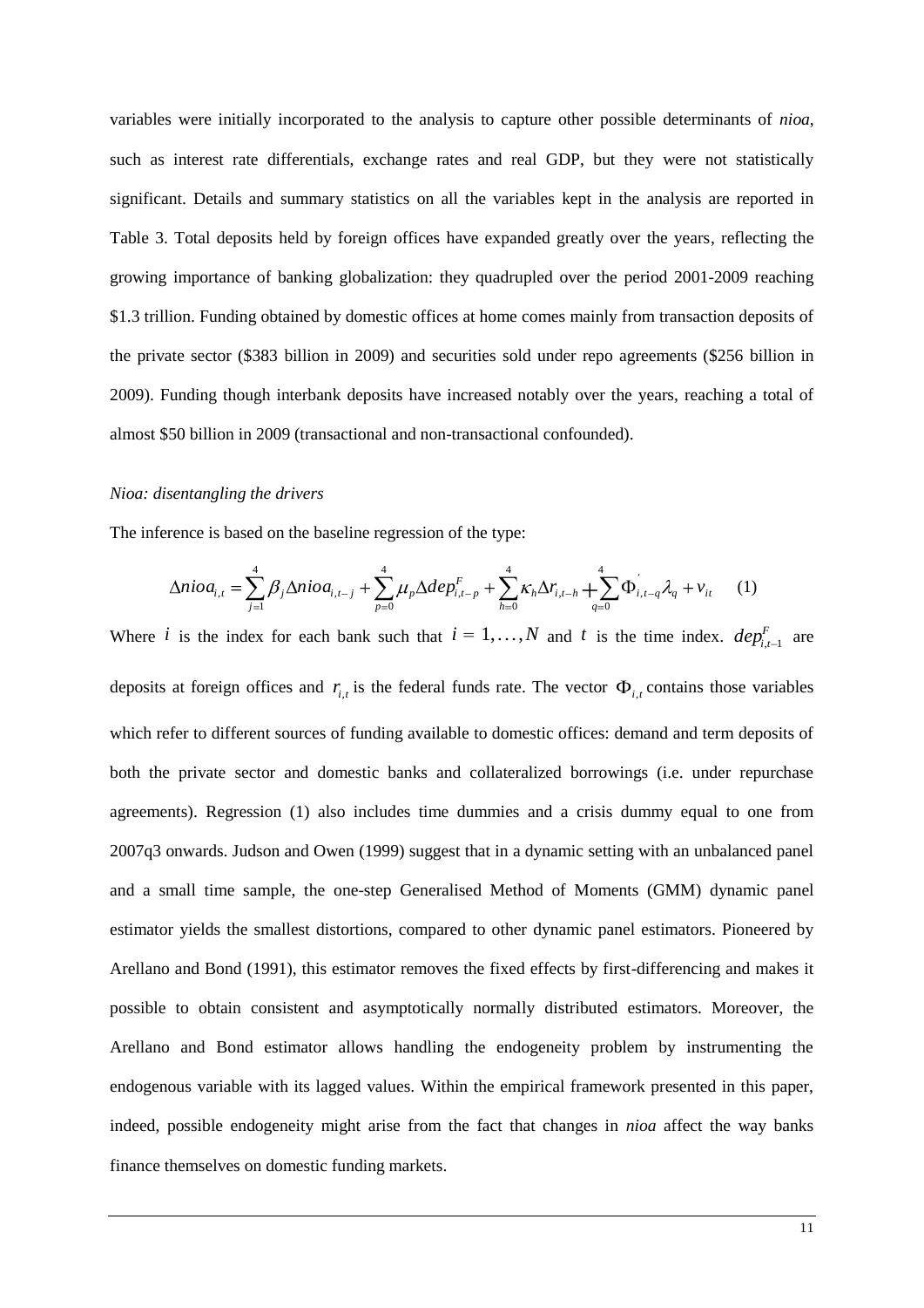variables were initially incorporated to the analysis to capture other possible determinants of *nioa*, such as interest rate differentials, exchange rates and real GDP, but they were not statistically significant. Details and summary statistics on all the variables kept in the analysis are reported in Table 3. Total deposits held by foreign offices have expanded greatly over the years, reflecting the growing importance of banking globalization: they quadrupled over the period 2001-2009 reaching \$1.3 trillion. Funding obtained by domestic offices at home comes mainly from transaction deposits of the private sector (\$383 billion in 2009) and securities sold under repo agreements (\$256 billion in 2009). Funding though interbank deposits have increased notably over the years, reaching a total of almost \$50 billion in 2009 (transactional and non-transactional confounded).

*Nioa: disentangling the drivers*

The inference is based on the baseline regression of the type:

$$\Delta nioa_{i,t} = \sum_{j=1}^{4} \beta_j \Delta nioa_{i,t-j} + \sum_{p=0}^{4} \mu_p \Delta dep^F_{i,t-p} + \sum_{h=0}^{4} \kappa_h \Delta r_{i,t-h} + \sum_{q=0}^{4} \Phi'_{i,t-q} \lambda_q + v_{it} \quad (1)$$

Where $i$ is the index for each bank such that $i = 1,\dots,N$ and $t$ is the time index. $dep^F_{i,t-1}$ are deposits at foreign offices and $r_{i,t}$ is the federal funds rate. The vector $\Phi_{i,t}$ contains those variables which refer to different sources of funding available to domestic offices: demand and term deposits of both the private sector and domestic banks and collateralized borrowings (i.e. under repurchase agreements). Regression (1) also includes time dummies and a crisis dummy equal to one from 2007q3 onwards. Judson and Owen (1999) suggest that in a dynamic setting with an unbalanced panel and a small time sample, the one-step Generalised Method of Moments (GMM) dynamic panel estimator yields the smallest distortions, compared to other dynamic panel estimators. Pioneered by Arellano and Bond (1991), this estimator removes the fixed effects by first-differencing and makes it possible to obtain consistent and asymptotically normally distributed estimators. Moreover, the Arellano and Bond estimator allows handling the endogeneity problem by instrumenting the endogenous variable with its lagged values. Within the empirical framework presented in this paper, indeed, possible endogeneity might arise from the fact that changes in *nioa* affect the way banks finance themselves on domestic funding markets.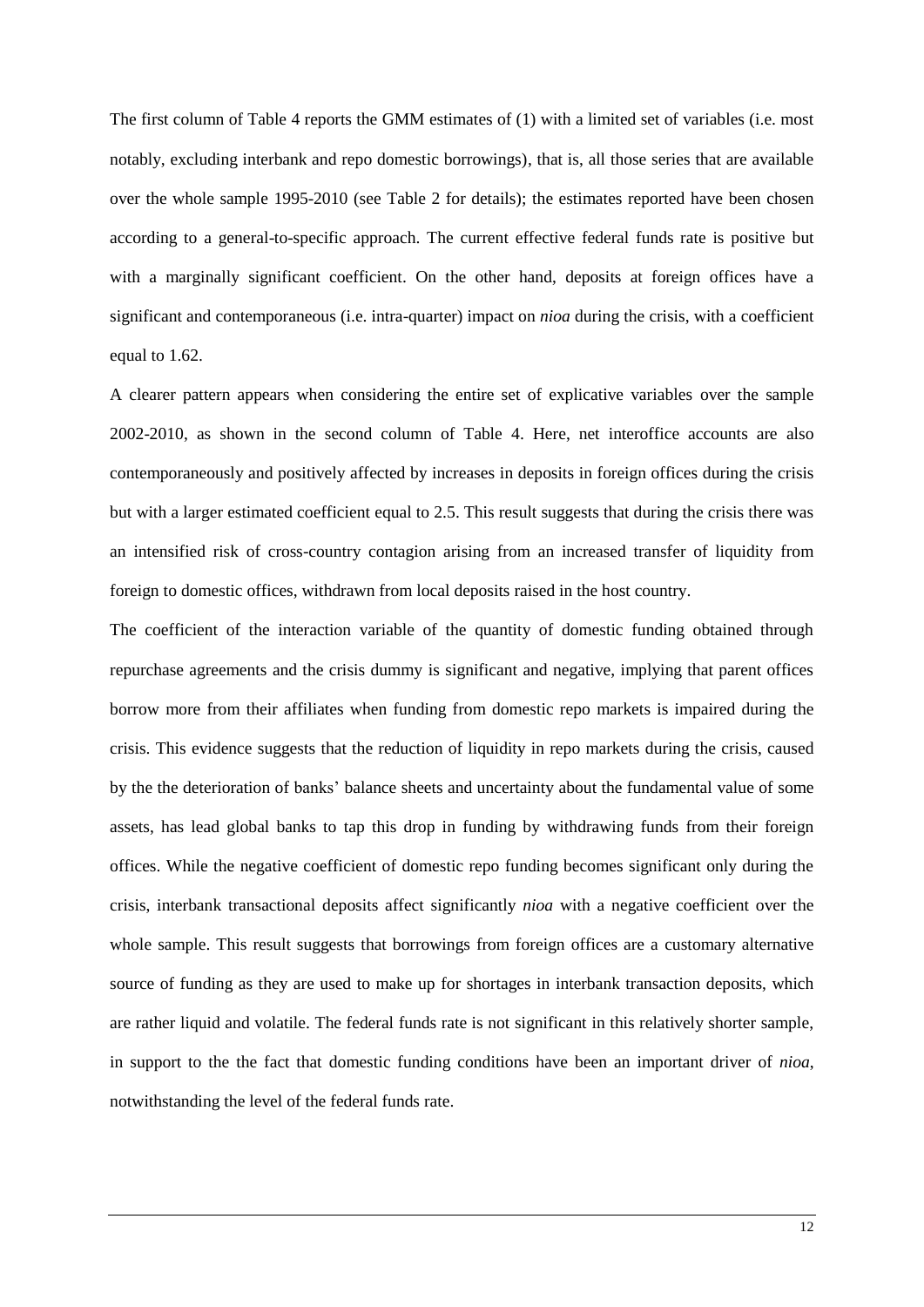The first column of Table 4 reports the GMM estimates of (1) with a limited set of variables (i.e. most notably, excluding interbank and repo domestic borrowings), that is, all those series that are available over the whole sample 1995-2010 (see Table 2 for details); the estimates reported have been chosen according to a general-to-specific approach. The current effective federal funds rate is positive but with a marginally significant coefficient. On the other hand, deposits at foreign offices have a significant and contemporaneous (i.e. intra-quarter) impact on *nioa* during the crisis, with a coefficient equal to 1.62.

A clearer pattern appears when considering the entire set of explicative variables over the sample 2002-2010, as shown in the second column of Table 4. Here, net interoffice accounts are also contemporaneously and positively affected by increases in deposits in foreign offices during the crisis but with a larger estimated coefficient equal to 2.5. This result suggests that during the crisis there was an intensified risk of cross-country contagion arising from an increased transfer of liquidity from foreign to domestic offices, withdrawn from local deposits raised in the host country.

The coefficient of the interaction variable of the quantity of domestic funding obtained through repurchase agreements and the crisis dummy is significant and negative, implying that parent offices borrow more from their affiliates when funding from domestic repo markets is impaired during the crisis. This evidence suggests that the reduction of liquidity in repo markets during the crisis, caused by the the deterioration of banks' balance sheets and uncertainty about the fundamental value of some assets, has lead global banks to tap this drop in funding by withdrawing funds from their foreign offices. While the negative coefficient of domestic repo funding becomes significant only during the crisis, interbank transactional deposits affect significantly *nioa* with a negative coefficient over the whole sample. This result suggests that borrowings from foreign offices are a customary alternative source of funding as they are used to make up for shortages in interbank transaction deposits, which are rather liquid and volatile. The federal funds rate is not significant in this relatively shorter sample, in support to the the fact that domestic funding conditions have been an important driver of *nioa*, notwithstanding the level of the federal funds rate.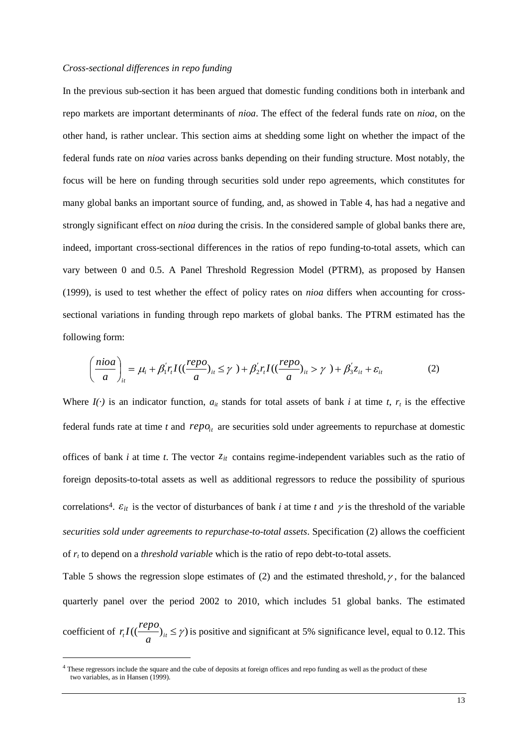*Cross-sectional differences in repo funding*

In the previous sub-section it has been argued that domestic funding conditions both in interbank and repo markets are important determinants of *nioa*. The effect of the federal funds rate on *nioa*, on the other hand, is rather unclear. This section aims at shedding some light on whether the impact of the federal funds rate on *nioa* varies across banks depending on their funding structure. Most notably, the focus will be here on funding through securities sold under repo agreements, which constitutes for many global banks an important source of funding, and, as showed in Table 4, has had a negative and strongly significant effect on *nioa* during the crisis. In the considered sample of global banks there are, indeed, important cross-sectional differences in the ratios of repo funding-to-total assets, which can vary between 0 and 0.5. A Panel Threshold Regression Model (PTRM), as proposed by Hansen (1999), is used to test whether the effect of policy rates on *nioa* differs when accounting for cross-sectional variations in funding through repo markets of global banks. The PTRM estimated has the following form:

$$\left(\frac{nioa}{a}\right)_{it} = \mu_i + \beta_1^{'} r_t I((\frac{repo}{a})_{it} \le \gamma\ ) + \beta_2^{'} r_t I((\frac{repo}{a})_{it} > \gamma\ ) + \beta_3^{'} z_{it} + \varepsilon_{it} \tag{2}$$

Where $I(\cdot)$ is an indicator function, $a_{it}$ stands for total assets of bank *i* at time *t*, $r_t$ is the effective federal funds rate at time *t* and $repo_{it}$ are securities sold under agreements to repurchase at domestic offices of bank *i* at time *t*. The vector $z_{it}$ contains regime-independent variables such as the ratio of foreign deposits-to-total assets as well as additional regressors to reduce the possibility of spurious correlations[4]. $\varepsilon_{it}$ is the vector of disturbances of bank *i* at time *t* and $\gamma$ is the threshold of the variable *securities sold under agreements to repurchase-to-total assets*. Specification (2) allows the coefficient of $r_t$ to depend on a *threshold variable* which is the ratio of repo debt-to-total assets.

Table 5 shows the regression slope estimates of (2) and the estimated threshold, $\gamma$, for the balanced quarterly panel over the period 2002 to 2010, which includes 51 global banks. The estimated coefficient of $r_t I((\frac{repo}{a})_{it} \le \gamma)$ is positive and significant at 5% significance level, equal to 0.12. This

[4] These regressors include the square and the cube of deposits at foreign offices and repo funding as well as the product of these two variables, as in Hansen (1999).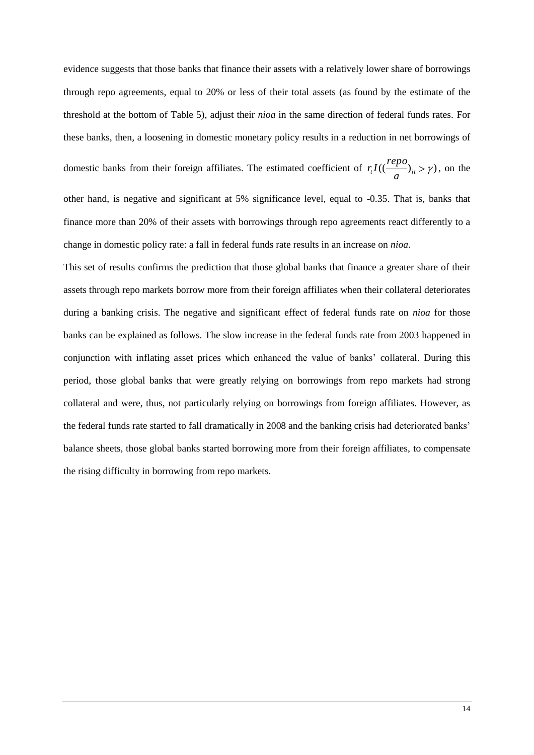evidence suggests that those banks that finance their assets with a relatively lower share of borrowings through repo agreements, equal to 20% or less of their total assets (as found by the estimate of the threshold at the bottom of Table 5), adjust their *nioa* in the same direction of federal funds rates. For these banks, then, a loosening in domestic monetary policy results in a reduction in net borrowings of domestic banks from their foreign affiliates. The estimated coefficient of $r_t I((\frac{repo}{a})_{it} > \gamma)$, on the other hand, is negative and significant at 5% significance level, equal to -0.35. That is, banks that finance more than 20% of their assets with borrowings through repo agreements react differently to a change in domestic policy rate: a fall in federal funds rate results in an increase on *nioa*.

This set of results confirms the prediction that those global banks that finance a greater share of their assets through repo markets borrow more from their foreign affiliates when their collateral deteriorates during a banking crisis. The negative and significant effect of federal funds rate on *nioa* for those banks can be explained as follows. The slow increase in the federal funds rate from 2003 happened in conjunction with inflating asset prices which enhanced the value of banks' collateral. During this period, those global banks that were greatly relying on borrowings from repo markets had strong collateral and were, thus, not particularly relying on borrowings from foreign affiliates. However, as the federal funds rate started to fall dramatically in 2008 and the banking crisis had deteriorated banks' balance sheets, those global banks started borrowing more from their foreign affiliates, to compensate the rising difficulty in borrowing from repo markets.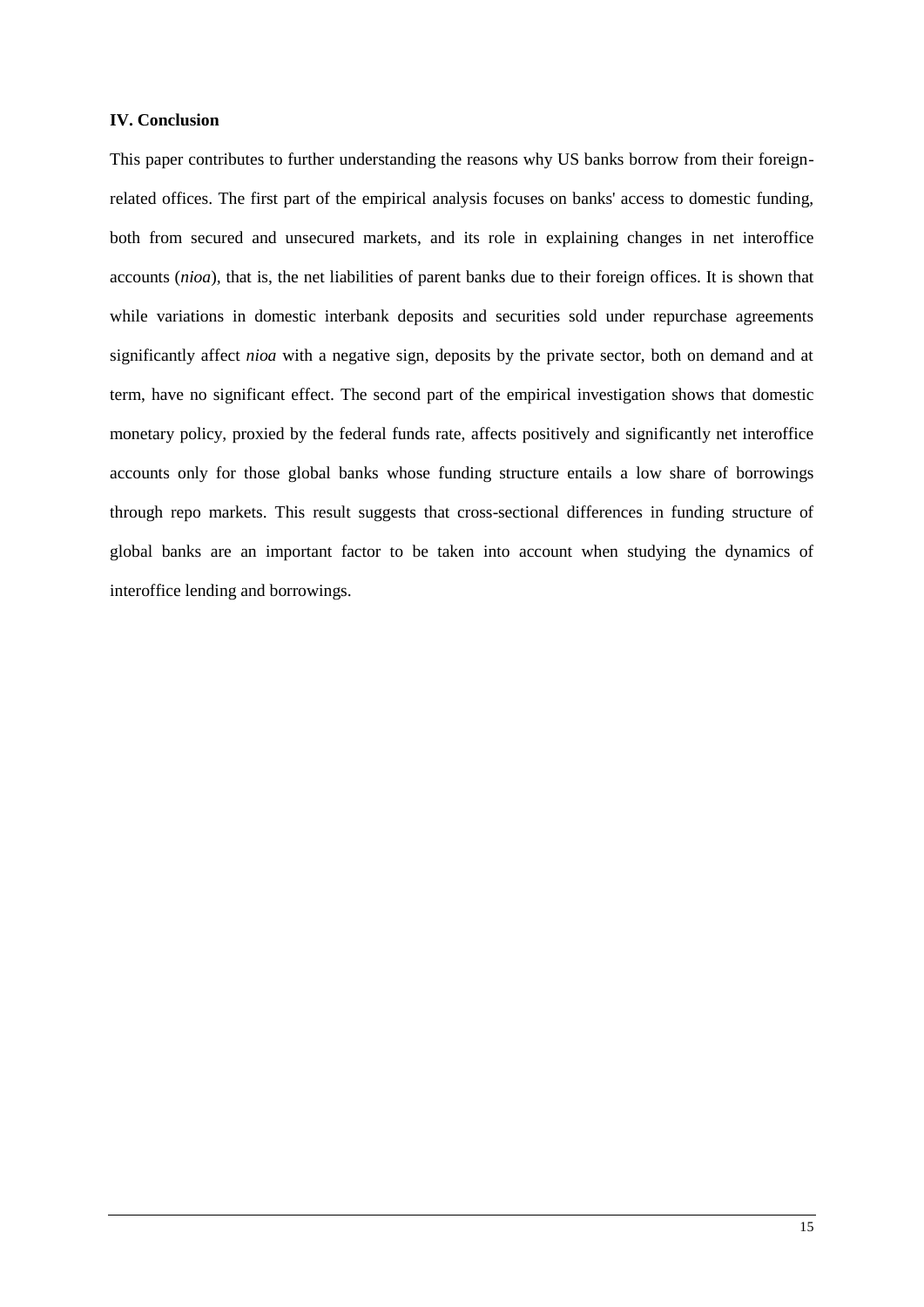## IV. Conclusion

This paper contributes to further understanding the reasons why US banks borrow from their foreign-related offices. The first part of the empirical analysis focuses on banks' access to domestic funding, both from secured and unsecured markets, and its role in explaining changes in net interoffice accounts (*nioa*), that is, the net liabilities of parent banks due to their foreign offices. It is shown that while variations in domestic interbank deposits and securities sold under repurchase agreements significantly affect *nioa* with a negative sign, deposits by the private sector, both on demand and at term, have no significant effect. The second part of the empirical investigation shows that domestic monetary policy, proxied by the federal funds rate, affects positively and significantly net interoffice accounts only for those global banks whose funding structure entails a low share of borrowings through repo markets. This result suggests that cross-sectional differences in funding structure of global banks are an important factor to be taken into account when studying the dynamics of interoffice lending and borrowings.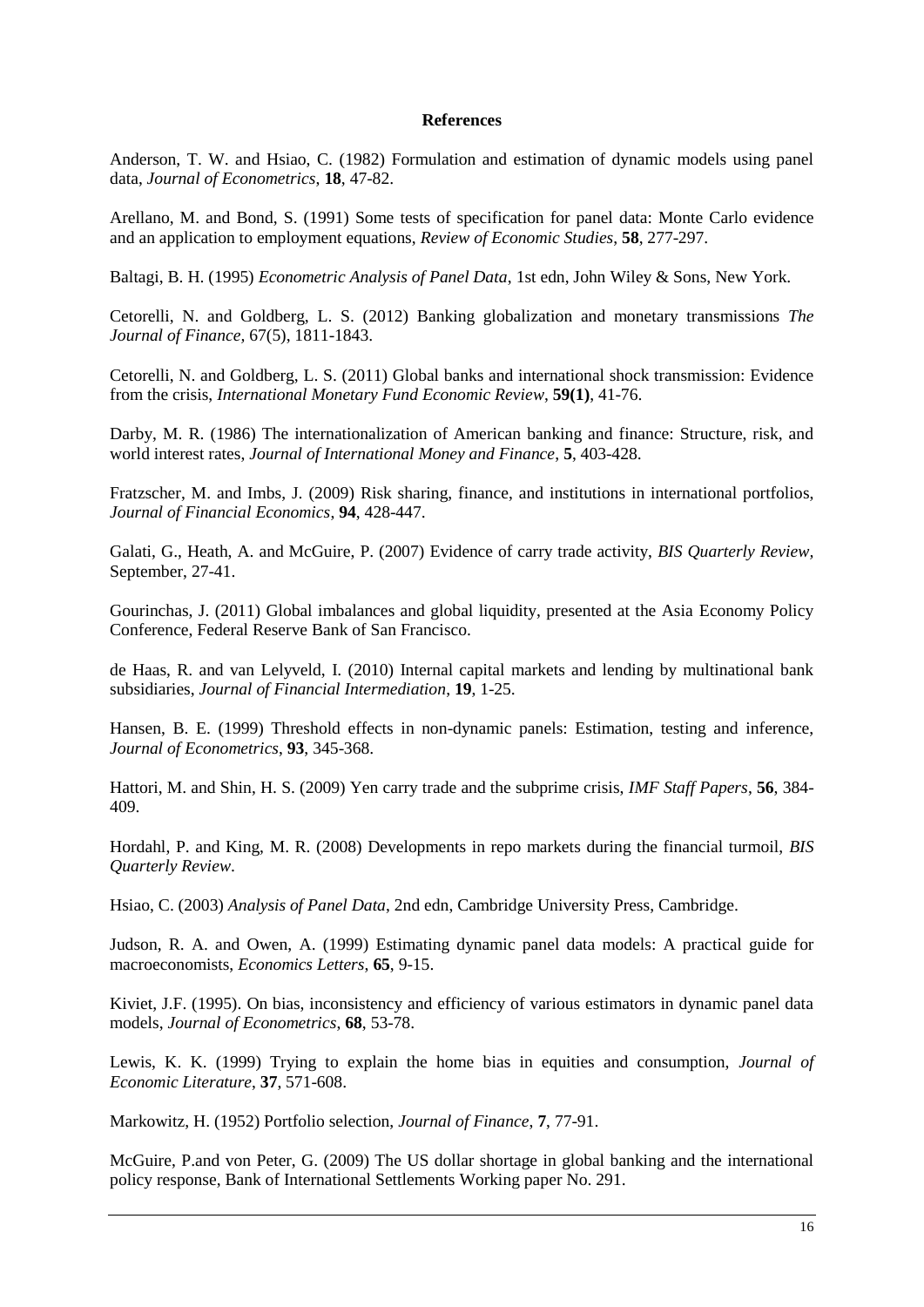## References

Anderson, T. W. and Hsiao, C. (1982) Formulation and estimation of dynamic models using panel data, *Journal of Econometrics*, **18**, 47-82.

Arellano, M. and Bond, S. (1991) Some tests of specification for panel data: Monte Carlo evidence and an application to employment equations, *Review of Economic Studies*, **58**, 277-297.

Baltagi, B. H. (1995) *Econometric Analysis of Panel Data*, 1st edn, John Wiley & Sons, New York.

Cetorelli, N. and Goldberg, L. S. (2012) Banking globalization and monetary transmissions *The Journal of Finance,* 67(5), 1811-1843.

Cetorelli, N. and Goldberg, L. S. (2011) Global banks and international shock transmission: Evidence from the crisis, *International Monetary Fund Economic Review*, **59(1)**, 41-76.

Darby, M. R. (1986) The internationalization of American banking and finance: Structure, risk, and world interest rates, *Journal of International Money and Finance*, **5**, 403-428.

Fratzscher, M. and Imbs, J. (2009) Risk sharing, finance, and institutions in international portfolios, *Journal of Financial Economics*, **94**, 428-447.

Galati, G., Heath, A. and McGuire, P. (2007) Evidence of carry trade activity, *BIS Quarterly Review,* September, 27-41.

Gourinchas, J. (2011) Global imbalances and global liquidity, presented at the Asia Economy Policy Conference, Federal Reserve Bank of San Francisco.

de Haas, R. and van Lelyveld, I. (2010) Internal capital markets and lending by multinational bank subsidiaries, *Journal of Financial Intermediation*, **19**, 1-25.

Hansen, B. E. (1999) Threshold effects in non-dynamic panels: Estimation, testing and inference, *Journal of Econometrics*, **93**, 345-368.

Hattori, M. and Shin, H. S. (2009) Yen carry trade and the subprime crisis, *IMF Staff Papers*, **56**, 384-409.

Hordahl, P. and King, M. R. (2008) Developments in repo markets during the financial turmoil, *BIS Quarterly Review*.

Hsiao, C. (2003) *Analysis of Panel Data*, 2nd edn, Cambridge University Press, Cambridge.

Judson, R. A. and Owen, A. (1999) Estimating dynamic panel data models: A practical guide for macroeconomists, *Economics Letters*, **65**, 9-15.

Kiviet, J.F. (1995). On bias, inconsistency and efficiency of various estimators in dynamic panel data models, *Journal of Econometrics*, **68**, 53-78.

Lewis, K. K. (1999) Trying to explain the home bias in equities and consumption, *Journal of Economic Literature*, **37**, 571-608.

Markowitz, H. (1952) Portfolio selection, *Journal of Finance*, **7**, 77-91.

McGuire, P.and von Peter, G. (2009) The US dollar shortage in global banking and the international policy response, Bank of International Settlements Working paper No. 291.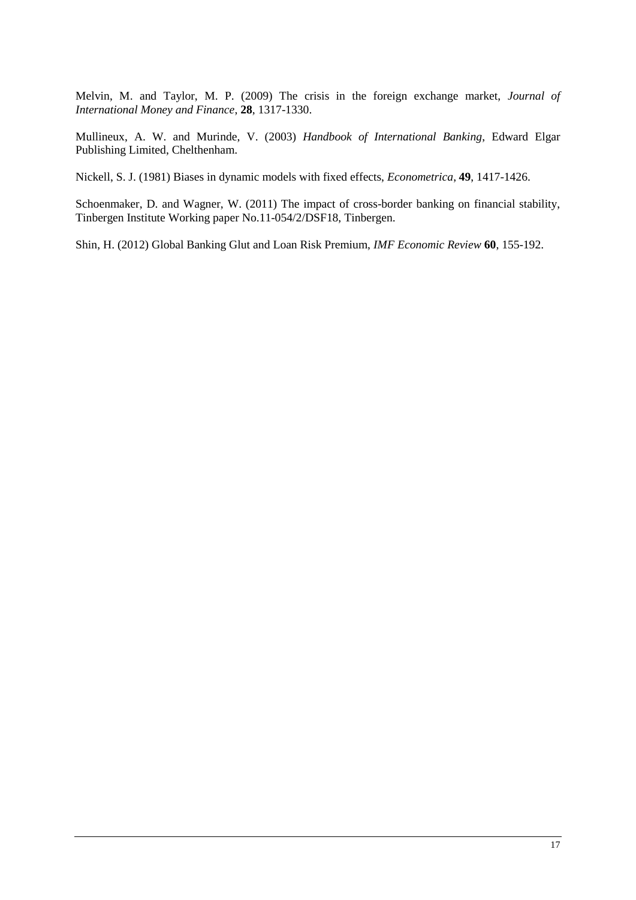Melvin, M. and Taylor, M. P. (2009) The crisis in the foreign exchange market, *Journal of International Money and Finance*, **28**, 1317-1330.

Mullineux, A. W. and Murinde, V. (2003) *Handbook of International Banking*, Edward Elgar Publishing Limited, Chelthenham.

Nickell, S. J. (1981) Biases in dynamic models with fixed effects, *Econometrica*, **49**, 1417-1426.

Schoenmaker, D. and Wagner, W. (2011) The impact of cross-border banking on financial stability, Tinbergen Institute Working paper No.11-054/2/DSF18, Tinbergen.

Shin, H. (2012) Global Banking Glut and Loan Risk Premium, *IMF Economic Review* **60**, 155-192.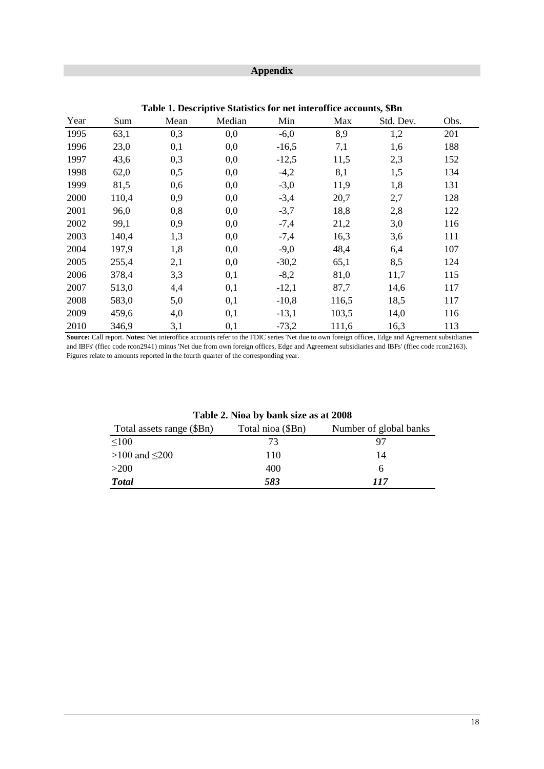## Appendix

**Table 1. Descriptive Statistics for net interoffice accounts, \$Bn**

| Year | Sum | Mean | Median | Min | Max | Std. Dev. | Obs. |
|---|---|---|---|---|---|---|---|
| 1995 | 63,1 | 0,3 | 0,0 | -6,0 | 8,9 | 1,2 | 201 |
| 1996 | 23,0 | 0,1 | 0,0 | -16,5 | 7,1 | 1,6 | 188 |
| 1997 | 43,6 | 0,3 | 0,0 | -12,5 | 11,5 | 2,3 | 152 |
| 1998 | 62,0 | 0,5 | 0,0 | -4,2 | 8,1 | 1,5 | 134 |
| 1999 | 81,5 | 0,6 | 0,0 | -3,0 | 11,9 | 1,8 | 131 |
| 2000 | 110,4 | 0,9 | 0,0 | -3,4 | 20,7 | 2,7 | 128 |
| 2001 | 96,0 | 0,8 | 0,0 | -3,7 | 18,8 | 2,8 | 122 |
| 2002 | 99,1 | 0,9 | 0,0 | -7,4 | 21,2 | 3,0 | 116 |
| 2003 | 140,4 | 1,3 | 0,0 | -7,4 | 16,3 | 3,6 | 111 |
| 2004 | 197,9 | 1,8 | 0,0 | -9,0 | 48,4 | 6,4 | 107 |
| 2005 | 255,4 | 2,1 | 0,0 | -30,2 | 65,1 | 8,5 | 124 |
| 2006 | 378,4 | 3,3 | 0,1 | -8,2 | 81,0 | 11,7 | 115 |
| 2007 | 513,0 | 4,4 | 0,1 | -12,1 | 87,7 | 14,6 | 117 |
| 2008 | 583,0 | 5,0 | 0,1 | -10,8 | 116,5 | 18,5 | 117 |
| 2009 | 459,6 | 4,0 | 0,1 | -13,1 | 103,5 | 14,0 | 116 |
| 2010 | 346,9 | 3,1 | 0,1 | -73,2 | 111,6 | 16,3 | 113 |

**Source:** Call report. **Notes:** Net interoffice accounts refer to the FDIC series 'Net due to own foreign offices, Edge and Agreement subsidiaries and IBFs' (ffiec code rcon2941) minus 'Net due from own foreign offices, Edge and Agreement subsidiaries and IBFs' (ffiec code rcon2163). Figures relate to amounts reported in the fourth quarter of the corresponding year.

**Table 2. Nioa by bank size as at 2008**

| Total assets range (\$Bn) | Total nioa (\$Bn) | Number of global banks |
|---|---|---|
| ≤100 | 73 | 97 |
| >100 and ≤200 | 110 | 14 |
| >200 | 400 | 6 |
| ***Total*** | ***583*** | ***117*** |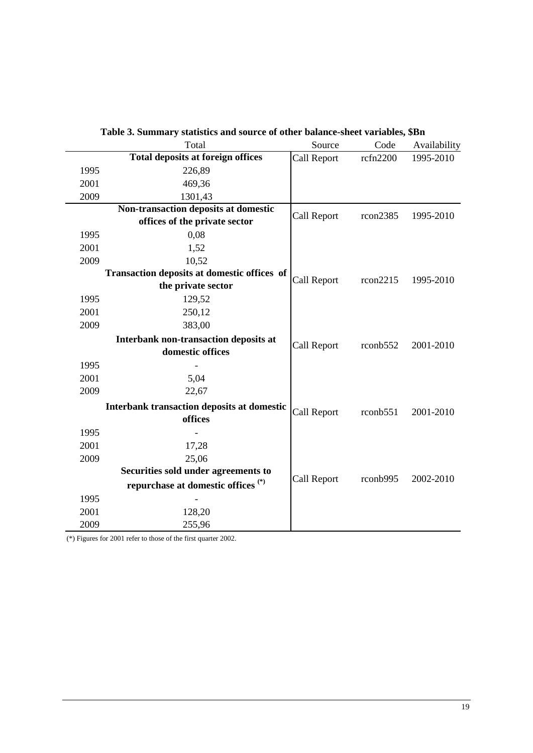**Table 3. Summary statistics and source of other balance-sheet variables, $Bn**

| | Total | Source | Code | Availability |
|---|---|---|---|---|
| | **Total deposits at foreign offices** | Call Report | rcfn2200 | 1995-2010 |
| 1995 | 226,89 | | | |
| 2001 | 469,36 | | | |
| 2009 | 1301,43 | | | |
| | **Non-transaction deposits at domestic offices of the private sector** | Call Report | rcon2385 | 1995-2010 |
| 1995 | 0,08 | | | |
| 2001 | 1,52 | | | |
| 2009 | 10,52 | | | |
| | **Transaction deposits at domestic offices of the private sector** | Call Report | rcon2215 | 1995-2010 |
| 1995 | 129,52 | | | |
| 2001 | 250,12 | | | |
| 2009 | 383,00 | | | |
| | **Interbank non-transaction deposits at domestic offices** | Call Report | rconb552 | 2001-2010 |
| 1995 | - | | | |
| 2001 | 5,04 | | | |
| 2009 | 22,67 | | | |
| | **Interbank transaction deposits at domestic offices** | Call Report | rconb551 | 2001-2010 |
| 1995 | - | | | |
| 2001 | 17,28 | | | |
| 2009 | 25,06 | | | |
| | **Securities sold under agreements to repurchase at domestic offices (*)** | Call Report | rconb995 | 2002-2010 |
| 1995 | - | | | |
| 2001 | 128,20 | | | |
| 2009 | 255,96 | | | |

(*) Figures for 2001 refer to those of the first quarter 2002.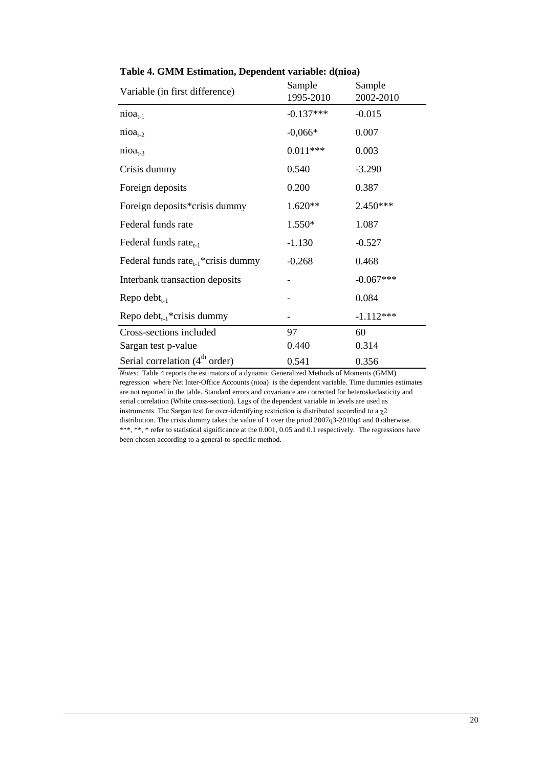**Table 4. GMM Estimation, Dependent variable: d(nioa)**

| Variable (in first difference) | Sample 1995-2010 | Sample 2002-2010 |
|---|---|---|
| $nioa_{t-1}$ | -0.137*** | -0.015 |
| $nioa_{t-2}$ | -0,066* | 0.007 |
| $nioa_{t-3}$ | 0.011*** | 0.003 |
| Crisis dummy | 0.540 | -3.290 |
| Foreign deposits | 0.200 | 0.387 |
| Foreign deposits*crisis dummy | 1.620** | 2.450*** |
| Federal funds rate | 1.550* | 1.087 |
| Federal funds $rate_{t-1}$ | -1.130 | -0.527 |
| Federal funds $rate_{t-1}$*crisis dummy | -0.268 | 0.468 |
| Interbank transaction deposits | - | -0.067*** |
| Repo $debt_{t-1}$ | - | 0.084 |
| Repo $debt_{t-1}$*crisis dummy | - | -1.112*** |
| Cross-sections included | 97 | 60 |
| Sargan test p-value | 0.440 | 0.314 |
| Serial correlation ($4^{th}$ order) | 0.541 | 0.356 |

*Notes:* Table 4 reports the estimators of a dynamic Generalized Methods of Moments (GMM) regression where Net Inter-Office Accounts (nioa) is the dependent variable. Time dummies estimates are not reported in the table. Standard errors and covariance are corrected for heteroskedasticity and serial correlation (White cross-section). Lags of the dependent variable in levels are used as instruments. The Sargan test for over-identifying restriction is distributed accordind to a $\chi2$ distribution. The crisis dummy takes the value of 1 over the priod 2007q3-2010q4 and 0 otherwise. ***, **, * refer to statistical significance at the 0.001, 0.05 and 0.1 respectively. The regressions have been chosen according to a general-to-specific method.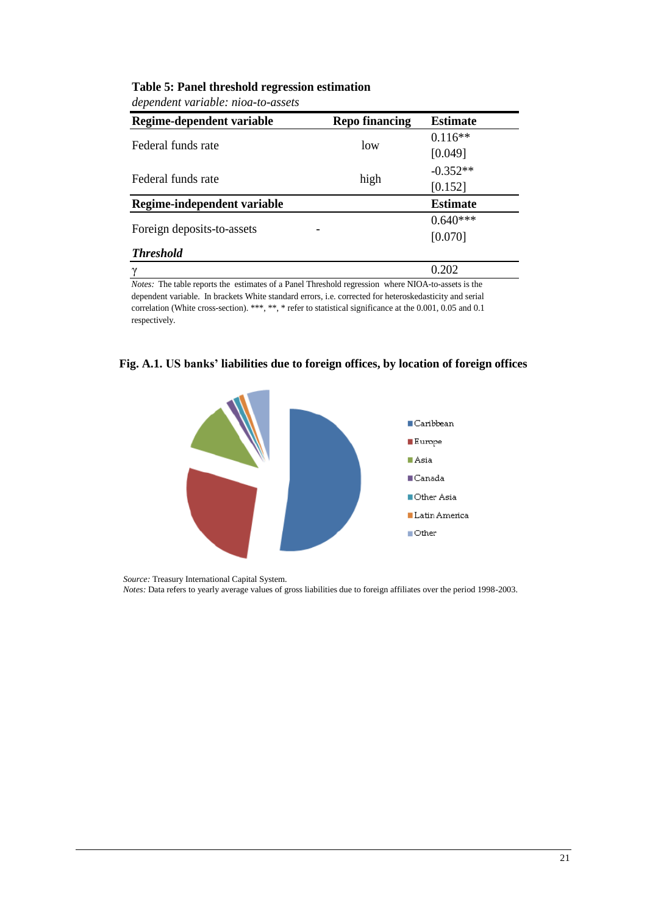**Table 5: Panel threshold regression estimation**

*dependent variable: nioa-to-assets*

| Regime-dependent variable | Repo financing | Estimate |
|---|---|---|
| Federal funds rate | low | 0.116** |
| | | [0.049] |
| Federal funds rate | high | -0.352** |
| | | [0.152] |
| **Regime-independent variable** | | **Estimate** |
| Foreign deposits-to-assets | - | 0.640*** |
| | | [0.070] |
| ***Threshold*** | | |
| γ | | 0.202 |

*Notes:* The table reports the estimates of a Panel Threshold regression where NIOA-to-assets is the dependent variable. In brackets White standard errors, i.e. corrected for heteroskedasticity and serial correlation (White cross-section). ***, **, * refer to statistical significance at the 0.001, 0.05 and 0.1 respectively.

**Fig. A.1. US banks' liabilities due to foreign offices, by location of foreign offices**

Caribbean
Europe
Asia
Canada
Other Asia
Latin America
Other

*Source:* Treasury International Capital System.
*Notes:* Data refers to yearly average values of gross liabilities due to foreign affiliates over the period 1998-2003.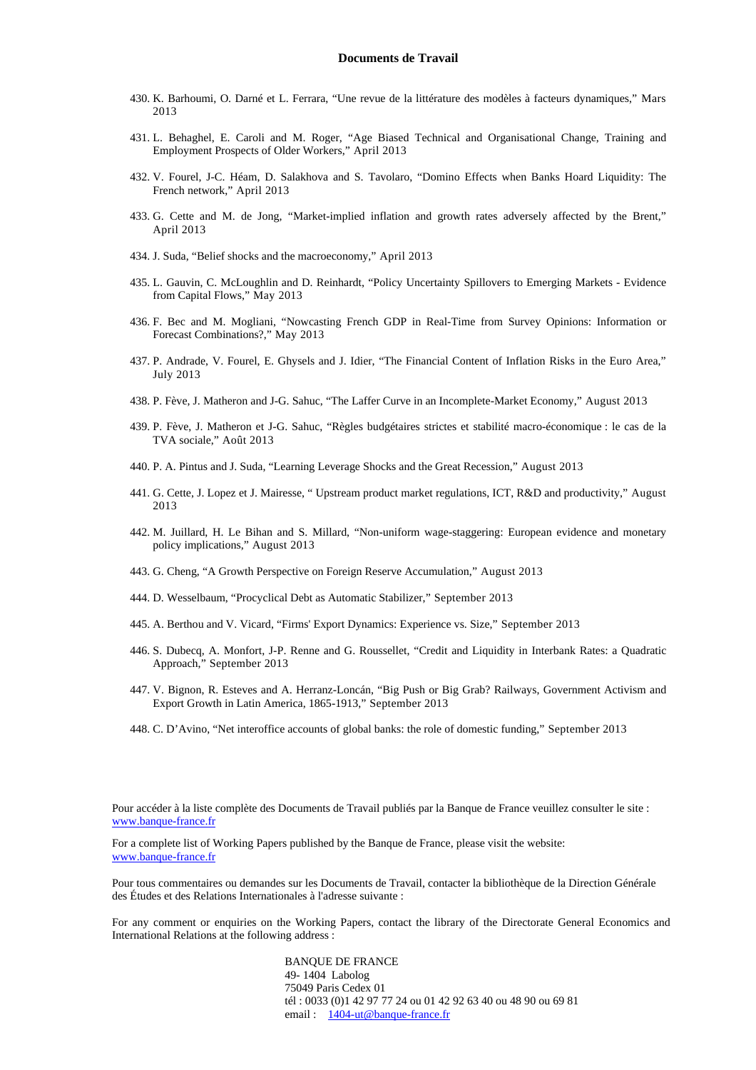**Documents de Travail**

430. K. Barhoumi, O. Darné et L. Ferrara, "Une revue de la littérature des modèles à facteurs dynamiques," Mars 2013

431. L. Behaghel, E. Caroli and M. Roger, "Age Biased Technical and Organisational Change, Training and Employment Prospects of Older Workers," April 2013

432. V. Fourel, J-C. Héam, D. Salakhova and S. Tavolaro, "Domino Effects when Banks Hoard Liquidity: The French network," April 2013

433. G. Cette and M. de Jong, "Market-implied inflation and growth rates adversely affected by the Brent," April 2013

434. J. Suda, "Belief shocks and the macroeconomy," April 2013

435. L. Gauvin, C. McLoughlin and D. Reinhardt, "Policy Uncertainty Spillovers to Emerging Markets - Evidence from Capital Flows," May 2013

436. F. Bec and M. Mogliani, "Nowcasting French GDP in Real-Time from Survey Opinions: Information or Forecast Combinations?," May 2013

437. P. Andrade, V. Fourel, E. Ghysels and J. Idier, "The Financial Content of Inflation Risks in the Euro Area," July 2013

438. P. Fève, J. Matheron and J-G. Sahuc, "The Laffer Curve in an Incomplete-Market Economy," August 2013

439. P. Fève, J. Matheron et J-G. Sahuc, "Règles budgétaires strictes et stabilité macro-économique : le cas de la TVA sociale," Août 2013

440. P. A. Pintus and J. Suda, "Learning Leverage Shocks and the Great Recession," August 2013

441. G. Cette, J. Lopez et J. Mairesse, " Upstream product market regulations, ICT, R&D and productivity," August 2013

442. M. Juillard, H. Le Bihan and S. Millard, "Non-uniform wage-staggering: European evidence and monetary policy implications," August 2013

443. G. Cheng, "A Growth Perspective on Foreign Reserve Accumulation," August 2013

444. D. Wesselbaum, "Procyclical Debt as Automatic Stabilizer," September 2013

445. A. Berthou and V. Vicard, "Firms' Export Dynamics: Experience vs. Size," September 2013

446. S. Dubecq, A. Monfort, J-P. Renne and G. Roussellet, "Credit and Liquidity in Interbank Rates: a Quadratic Approach," September 2013

447. V. Bignon, R. Esteves and A. Herranz-Loncán, "Big Push or Big Grab? Railways, Government Activism and Export Growth in Latin America, 1865-1913," September 2013

448. C. D'Avino, "Net interoffice accounts of global banks: the role of domestic funding," September 2013

Pour accéder à la liste complète des Documents de Travail publiés par la Banque de France veuillez consulter le site : www.banque-france.fr

For a complete list of Working Papers published by the Banque de France, please visit the website: www.banque-france.fr

Pour tous commentaires ou demandes sur les Documents de Travail, contacter la bibliothèque de la Direction Générale des Études et des Relations Internationales à l'adresse suivante :

For any comment or enquiries on the Working Papers, contact the library of the Directorate General Economics and International Relations at the following address :

BANQUE DE FRANCE
49- 1404 Labolog
75049 Paris Cedex 01
tél : 0033 (0)1 42 97 77 24 ou 01 42 92 63 40 ou 48 90 ou 69 81
email : 1404-ut@banque-france.fr